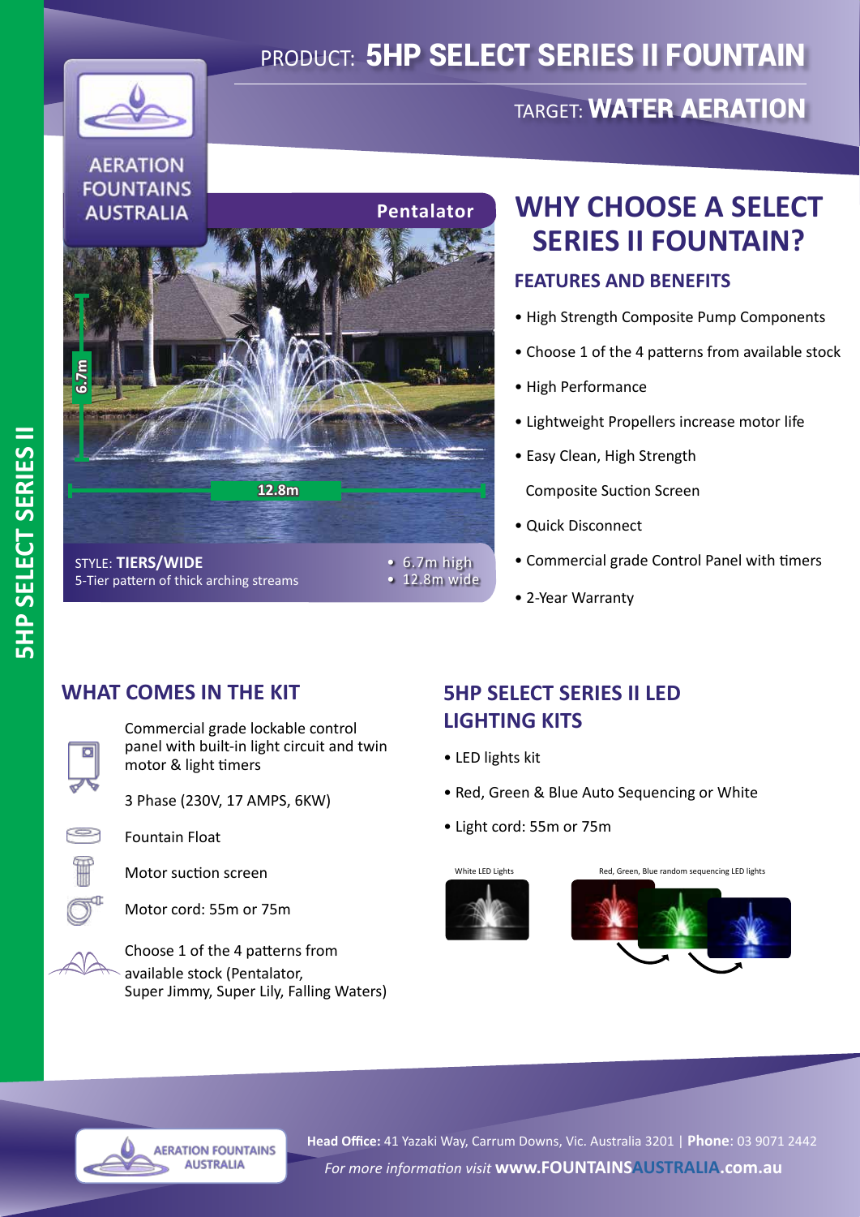# PRODUCT: 5HP SELECT SERIES II FOUNTAIN

## TARGET: WATER AERATION

AERATION FOUNTAINS AUSTRALIA

Pentalator

6.7m

12.8m

STYLE: **TIERS/WIDE**
5-Tier pattern of thick arching streams

- 6.7m high
- 12.8m wide

## WHY CHOOSE A SELECT SERIES II FOUNTAIN?

### FEATURES AND BENEFITS

- High Strength Composite Pump Components
- Choose 1 of the 4 patterns from available stock
- High Performance
- Lightweight Propellers increase motor life
- Easy Clean, High Strength Composite Suction Screen
- Quick Disconnect
- Commercial grade Control Panel with timers
- 2-Year Warranty

### WHAT COMES IN THE KIT

Commercial grade lockable control panel with built-in light circuit and twin motor & light timers

3 Phase (230V, 17 AMPS, 6KW)

Fountain Float

Motor suction screen

Motor cord: 55m or 75m

Choose 1 of the 4 patterns from available stock (Pentalator, Super Jimmy, Super Lily, Falling Waters)

### 5HP SELECT SERIES II LED LIGHTING KITS

- LED lights kit
- Red, Green & Blue Auto Sequencing or White
- Light cord: 55m or 75m

White LED Lights

Red, Green, Blue random sequencing LED lights

5HP SELECT SERIES II

AERATION FOUNTAINS AUSTRALIA

**Head Office:** 41 Yazaki Way, Carrum Downs, Vic. Australia 3201 | **Phone**: 03 9071 2442

*For more information visit* **www.FOUNTAINSAUSTRALIA.com.au**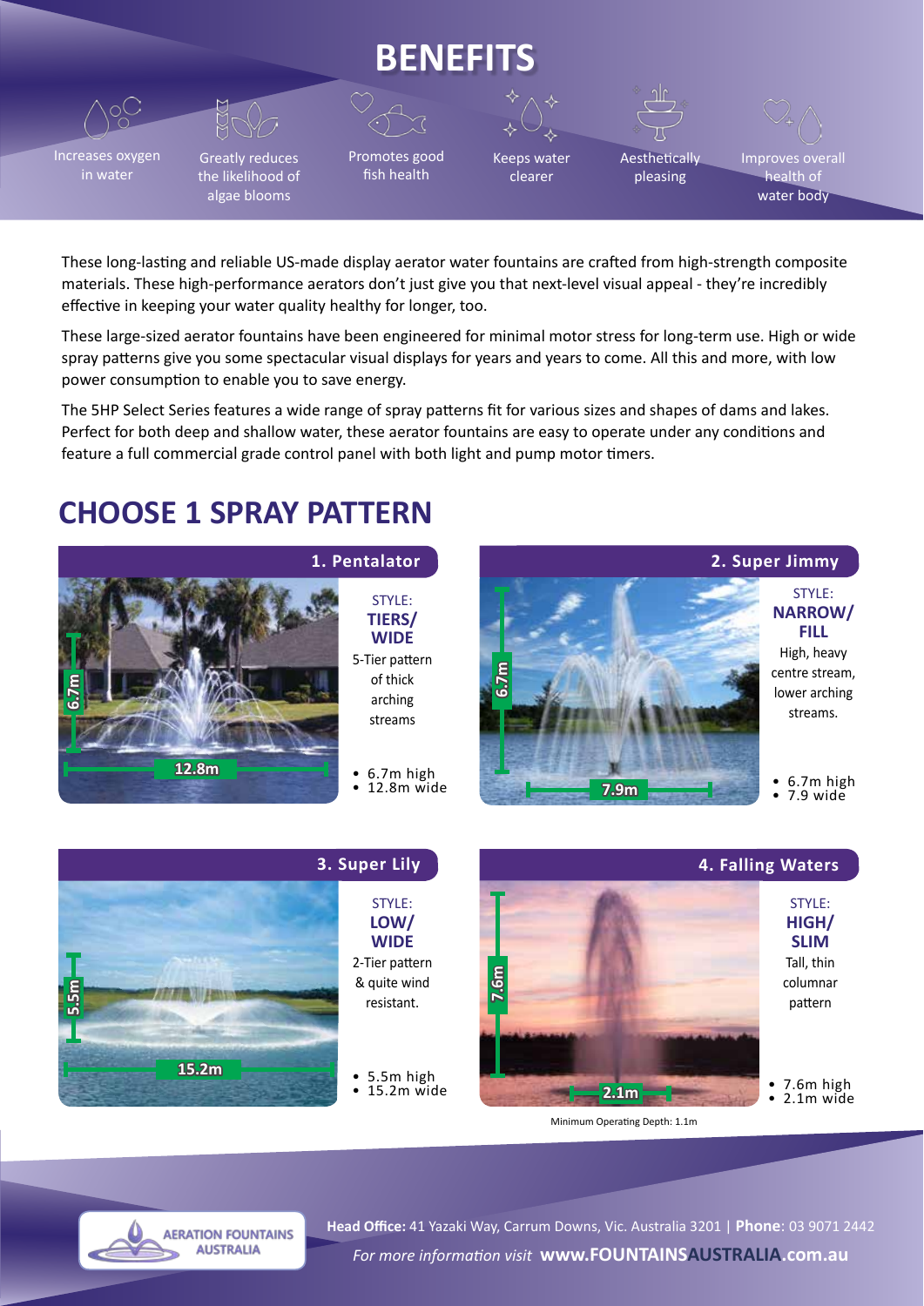# BENEFITS

- Increases oxygen in water
- Greatly reduces the likelihood of algae blooms
- Promotes good fish health
- Keeps water clearer
- Aesthetically pleasing
- Improves overall health of water body

These long-lasting and reliable US-made display aerator water fountains are crafted from high-strength composite materials. These high-performance aerators don't just give you that next-level visual appeal - they're incredibly effective in keeping your water quality healthy for longer, too.

These large-sized aerator fountains have been engineered for minimal motor stress for long-term use. High or wide spray patterns give you some spectacular visual displays for years and years to come. All this and more, with low power consumption to enable you to save energy.

The 5HP Select Series features a wide range of spray patterns fit for various sizes and shapes of dams and lakes. Perfect for both deep and shallow water, these aerator fountains are easy to operate under any conditions and feature a full commercial grade control panel with both light and pump motor timers.

## CHOOSE 1 SPRAY PATTERN

### 1. Pentalator

6.7m
12.8m

STYLE:
**TIERS/ WIDE**

5-Tier pattern of thick arching streams

- 6.7m high
- 12.8m wide

### 2. Super Jimmy

6.7m
7.9m

STYLE:
**NARROW/ FILL**

High, heavy centre stream, lower arching streams.

- 6.7m high
- 7.9 wide

### 3. Super Lily

5.5m
15.2m

STYLE:
**LOW/ WIDE**

2-Tier pattern & quite wind resistant.

- 5.5m high
- 15.2m wide

### 4. Falling Waters

7.6m
2.1m

STYLE:
**HIGH/ SLIM**

Tall, thin columnar pattern

- 7.6m high
- 2.1m wide

Minimum Operating Depth: 1.1m

AERATION FOUNTAINS AUSTRALIA

**Head Office:** 41 Yazaki Way, Carrum Downs, Vic. Australia 3201 | **Phone**: 03 9071 2442

*For more information visit* **www.FOUNTAINSAUSTRALIA.com.au**